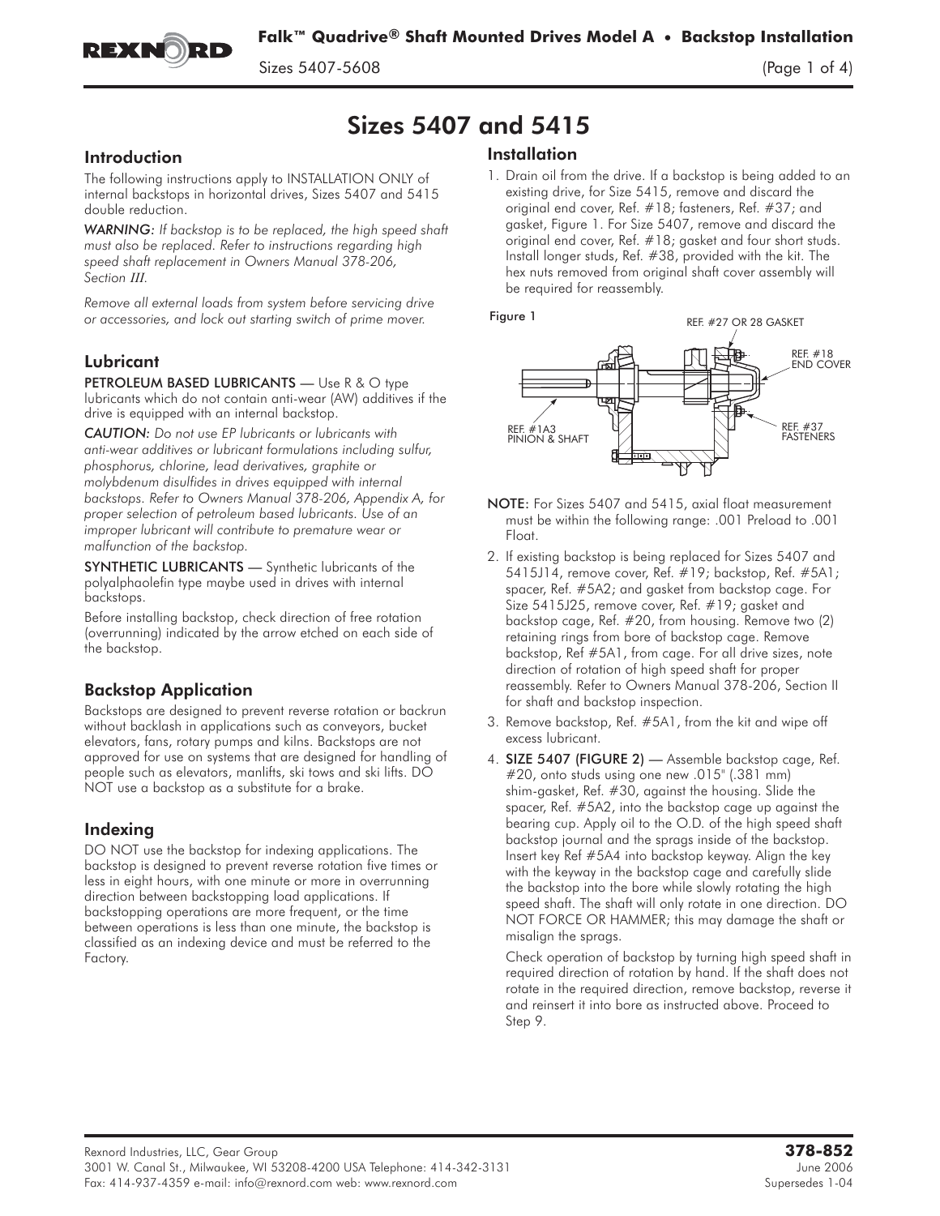# Sizes 5407 and 5415

## Introduction

The following instructions apply to INSTALLATION ONLY of internal backstops in horizontal drives, Sizes 5407 and 5415 double reduction.

*WARNING: If backstop is to be replaced, the high speed shaft must also be replaced. Refer to instructions regarding high speed shaft replacement in Owners Manual 378-206, Section III.*

*Remove all external loads from system before servicing drive or accessories, and lock out starting switch of prime mover.*

## Lubricant

PETROLEUM BASED LUBRICANTS — Use R & O type lubricants which do not contain anti-wear (AW) additives if the drive is equipped with an internal backstop.

*CAUTION: Do not use EP lubricants or lubricants with anti-wear additives or lubricant formulations including sulfur, phosphorus, chlorine, lead derivatives, graphite or molybdenum disulfides in drives equipped with internal backstops. Refer to Owners Manual 378-206, Appendix A, for proper selection of petroleum based lubricants. Use of an improper lubricant will contribute to premature wear or malfunction of the backstop.*

SYNTHETIC LUBRICANTS — Synthetic lubricants of the polyalphaolefin type maybe used in drives with internal backstops.

Before installing backstop, check direction of free rotation (overrunning) indicated by the arrow etched on each side of the backstop.

## Backstop Application

Backstops are designed to prevent reverse rotation or backrun without backlash in applications such as conveyors, bucket elevators, fans, rotary pumps and kilns. Backstops are not approved for use on systems that are designed for handling of people such as elevators, manlifts, ski tows and ski lifts. DO NOT use a backstop as a substitute for a brake.

## Indexing

DO NOT use the backstop for indexing applications. The backstop is designed to prevent reverse rotation five times or less in eight hours, with one minute or more in overrunning direction between backstopping load applications. If backstopping operations are more frequent, or the time between operations is less than one minute, the backstop is classified as an indexing device and must be referred to the Factory.

## Installation

1. Drain oil from the drive. If a backstop is being added to an existing drive, for Size 5415, remove and discard the original end cover, Ref. #18; fasteners, Ref. #37; and gasket, Figure 1. For Size 5407, remove and discard the original end cover, Ref. #18; gasket and four short studs. Install longer studs, Ref. #38, provided with the kit. The hex nuts removed from original shaft cover assembly will be required for reassembly.

Figure 1

REF. #27 OR 28 GASKET

REF. #18 END COVER

REF. #1A3 PINION & SHAFT

REF. #37 FASTENERS

NOTE: For Sizes 5407 and 5415, axial float measurement must be within the following range: .001 Preload to .001 Float.

2. If existing backstop is being replaced for Sizes 5407 and 5415J14, remove cover, Ref. #19; backstop, Ref. #5A1; spacer, Ref. #5A2; and gasket from backstop cage. For Size 5415J25, remove cover, Ref. #19; gasket and backstop cage, Ref. #20, from housing. Remove two (2) retaining rings from bore of backstop cage. Remove backstop, Ref #5A1, from cage. For all drive sizes, note direction of rotation of high speed shaft for proper reassembly. Refer to Owners Manual 378-206, Section II for shaft and backstop inspection.
3. Remove backstop, Ref. #5A1, from the kit and wipe off excess lubricant.
4. SIZE 5407 (FIGURE 2) — Assemble backstop cage, Ref. #20, onto studs using one new .015" (.381 mm) shim-gasket, Ref. #30, against the housing. Slide the spacer, Ref. #5A2, into the backstop cage up against the bearing cup. Apply oil to the O.D. of the high speed shaft backstop journal and the sprags inside of the backstop. Insert key Ref #5A4 into backstop keyway. Align the key with the keyway in the backstop cage and carefully slide the backstop into the bore while slowly rotating the high speed shaft. The shaft will only rotate in one direction. DO NOT FORCE OR HAMMER; this may damage the shaft or misalign the sprags.

   Check operation of backstop by turning high speed shaft in required direction of rotation by hand. If the shaft does not rotate in the required direction, remove backstop, reverse it and reinsert it into bore as instructed above. Proceed to Step 9.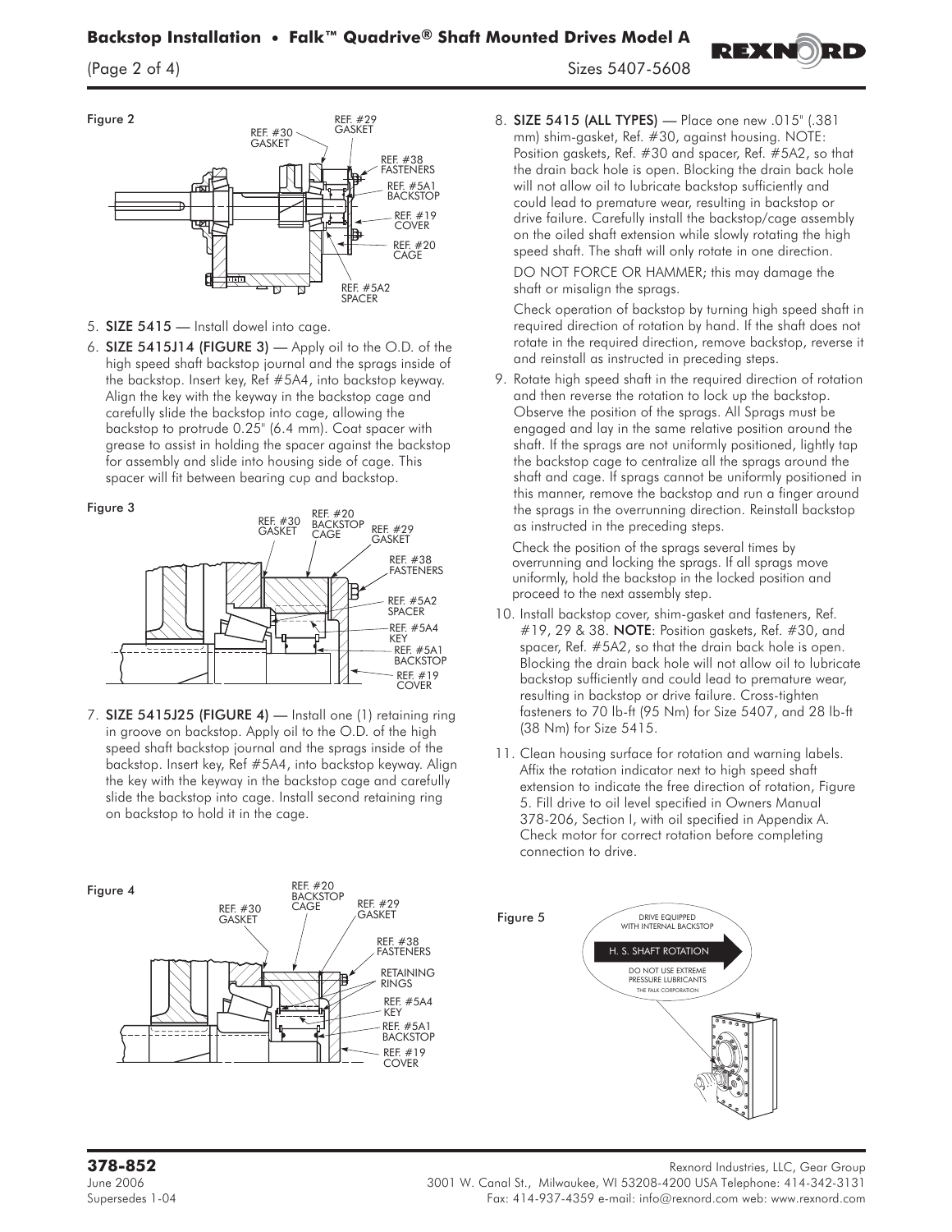Figure 2

REF. #30 GASKET
REF. #29 GASKET
REF. #38 FASTENERS
REF. #5A1 BACKSTOP
REF. #19 COVER
REF. #20 CAGE
REF. #5A2 SPACER

5. **SIZE 5415** — Install dowel into cage.
6. **SIZE 5415J14 (FIGURE 3)** — Apply oil to the O.D. of the high speed shaft backstop journal and the sprags inside of the backstop. Insert key, Ref #5A4, into backstop keyway. Align the key with the keyway in the backstop cage and carefully slide the backstop into cage, allowing the backstop to protrude 0.25" (6.4 mm). Coat spacer with grease to assist in holding the spacer against the backstop for assembly and slide into housing side of cage. This spacer will fit between bearing cup and backstop.

Figure 3

REF. #30 GASKET
REF. #20 BACKSTOP CAGE
REF. #29 GASKET
REF. #38 FASTENERS
REF. #5A2 SPACER
REF. #5A4 KEY
REF. #5A1 BACKSTOP
REF. #19 COVER

7. **SIZE 5415J25 (FIGURE 4)** — Install one (1) retaining ring in groove on backstop. Apply oil to the O.D. of the high speed shaft backstop journal and the sprags inside of the backstop. Insert key, Ref #5A4, into backstop keyway. Align the key with the keyway in the backstop cage and carefully slide the backstop into cage. Install second retaining ring on backstop to hold it in the cage.

Figure 4

REF. #30 GASKET
REF. #20 BACKSTOP CAGE
REF. #29 GASKET
REF. #38 FASTENERS
RETAINING RINGS
REF. #5A4 KEY
REF. #5A1 BACKSTOP
REF. #19 COVER

8. **SIZE 5415 (ALL TYPES)** — Place one new .015" (.381 mm) shim-gasket, Ref. #30, against housing. NOTE: Position gaskets, Ref. #30 and spacer, Ref. #5A2, so that the drain back hole is open. Blocking the drain back hole will not allow oil to lubricate backstop sufficiently and could lead to premature wear, resulting in backstop or drive failure. Carefully install the backstop/cage assembly on the oiled shaft extension while slowly rotating the high speed shaft. The shaft will only rotate in one direction.

   DO NOT FORCE OR HAMMER; this may damage the shaft or misalign the sprags.

   Check operation of backstop by turning high speed shaft in required direction of rotation by hand. If the shaft does not rotate in the required direction, remove backstop, reverse it and reinstall as instructed in preceding steps.

9. Rotate high speed shaft in the required direction of rotation and then reverse the rotation to lock up the backstop. Observe the position of the sprags. All Sprags must be engaged and lay in the same relative position around the shaft. If the sprags are not uniformly positioned, lightly tap the backstop cage to centralize all the sprags around the shaft and cage. If sprags cannot be uniformly positioned in this manner, remove the backstop and run a finger around the sprags in the overrunning direction. Reinstall backstop as instructed in the preceding steps.

   Check the position of the sprags several times by overrunning and locking the sprags. If all sprags move uniformly, hold the backstop in the locked position and proceed to the next assembly step.

10. Install backstop cover, shim-gasket and fasteners, Ref. #19, 29 & 38. **NOTE**: Position gaskets, Ref. #30, and spacer, Ref. #5A2, so that the drain back hole is open. Blocking the drain back hole will not allow oil to lubricate backstop sufficiently and could lead to premature wear, resulting in backstop or drive failure. Cross-tighten fasteners to 70 lb-ft (95 Nm) for Size 5407, and 28 lb-ft (38 Nm) for Size 5415.

11. Clean housing surface for rotation and warning labels. Affix the rotation indicator next to high speed shaft extension to indicate the free direction of rotation, Figure 5. Fill drive to oil level specified in Owners Manual 378-206, Section I, with oil specified in Appendix A. Check motor for correct rotation before completing connection to drive.

Figure 5

DRIVE EQUIPPED WITH INTERNAL BACKSTOP
H. S. SHAFT ROTATION
DO NOT USE EXTREME PRESSURE LUBRICANTS
THE FALK CORPORATION

**378-852**
June 2006
Supersedes 1-04

Rexnord Industries, LLC, Gear Group
3001 W. Canal St., Milwaukee, WI 53208-4200 USA Telephone: 414-342-3131
Fax: 414-937-4359 e-mail: info@rexnord.com web: www.rexnord.com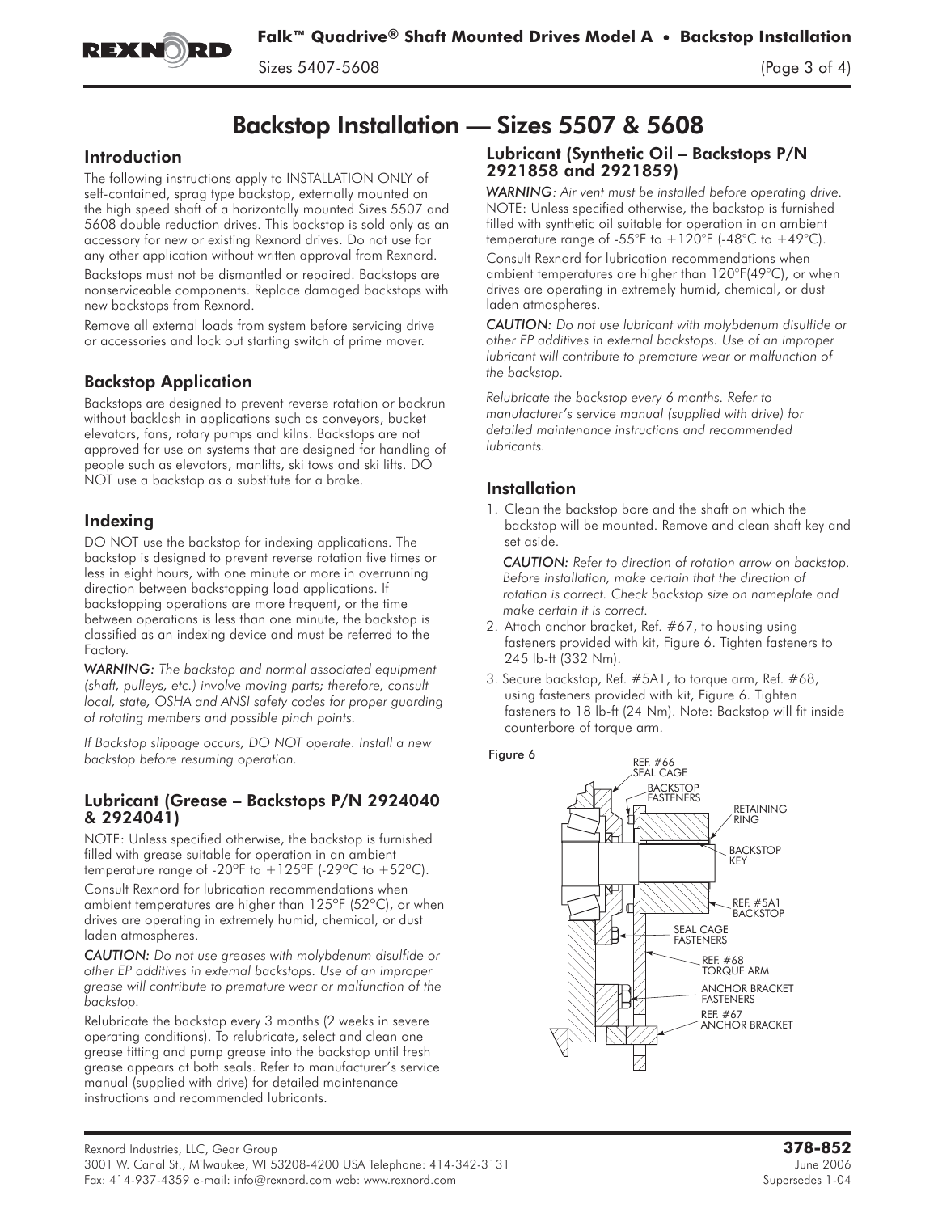# Backstop Installation — Sizes 5507 & 5608

## Introduction

The following instructions apply to INSTALLATION ONLY of self-contained, sprag type backstop, externally mounted on the high speed shaft of a horizontally mounted Sizes 5507 and 5608 double reduction drives. This backstop is sold only as an accessory for new or existing Rexnord drives. Do not use for any other application without written approval from Rexnord.

Backstops must not be dismantled or repaired. Backstops are nonserviceable components. Replace damaged backstops with new backstops from Rexnord.

Remove all external loads from system before servicing drive or accessories and lock out starting switch of prime mover.

## Backstop Application

Backstops are designed to prevent reverse rotation or backrun without backlash in applications such as conveyors, bucket elevators, fans, rotary pumps and kilns. Backstops are not approved for use on systems that are designed for handling of people such as elevators, manlifts, ski tows and ski lifts. DO NOT use a backstop as a substitute for a brake.

## Indexing

DO NOT use the backstop for indexing applications. The backstop is designed to prevent reverse rotation five times or less in eight hours, with one minute or more in overrunning direction between backstopping load applications. If backstopping operations are more frequent, or the time between operations is less than one minute, the backstop is classified as an indexing device and must be referred to the Factory.

***WARNING:*** *The backstop and normal associated equipment (shaft, pulleys, etc.) involve moving parts; therefore, consult local, state, OSHA and ANSI safety codes for proper guarding of rotating members and possible pinch points.*

*If Backstop slippage occurs, DO NOT operate. Install a new backstop before resuming operation.*

## Lubricant (Grease – Backstops P/N 2924040 & 2924041)

NOTE: Unless specified otherwise, the backstop is furnished filled with grease suitable for operation in an ambient temperature range of -20°F to +125°F (-29°C to +52°C).

Consult Rexnord for lubrication recommendations when ambient temperatures are higher than 125°F (52°C), or when drives are operating in extremely humid, chemical, or dust laden atmospheres.

***CAUTION:*** *Do not use greases with molybdenum disulfide or other EP additives in external backstops. Use of an improper grease will contribute to premature wear or malfunction of the backstop.*

Relubricate the backstop every 3 months (2 weeks in severe operating conditions). To relubricate, select and clean one grease fitting and pump grease into the backstop until fresh grease appears at both seals. Refer to manufacturer's service manual (supplied with drive) for detailed maintenance instructions and recommended lubricants.

## Lubricant (Synthetic Oil – Backstops P/N 2921858 and 2921859)

***WARNING:*** *Air vent must be installed before operating drive.* NOTE: Unless specified otherwise, the backstop is furnished filled with synthetic oil suitable for operation in an ambient temperature range of -55°F to +120°F (-48°C to +49°C).

Consult Rexnord for lubrication recommendations when ambient temperatures are higher than 120°F(49°C), or when drives are operating in extremely humid, chemical, or dust laden atmospheres.

***CAUTION:*** *Do not use lubricant with molybdenum disulfide or other EP additives in external backstops. Use of an improper lubricant will contribute to premature wear or malfunction of the backstop.*

*Relubricate the backstop every 6 months. Refer to manufacturer's service manual (supplied with drive) for detailed maintenance instructions and recommended lubricants.*

## Installation

1. Clean the backstop bore and the shaft on which the backstop will be mounted. Remove and clean shaft key and set aside.

   ***CAUTION:*** *Refer to direction of rotation arrow on backstop. Before installation, make certain that the direction of rotation is correct. Check backstop size on nameplate and make certain it is correct.*

2. Attach anchor bracket, Ref. #67, to housing using fasteners provided with kit, Figure 6. Tighten fasteners to 245 lb-ft (332 Nm).
3. Secure backstop, Ref. #5A1, to torque arm, Ref. #68, using fasteners provided with kit, Figure 6. Tighten fasteners to 18 lb-ft (24 Nm). Note: Backstop will fit inside counterbore of torque arm.

Figure 6

REF. #66 SEAL CAGE; BACKSTOP FASTENERS; RETAINING RING; BACKSTOP KEY; REF. #5A1 BACKSTOP; SEAL CAGE FASTENERS; REF. #68 TORQUE ARM; ANCHOR BRACKET FASTENERS; REF. #67 ANCHOR BRACKET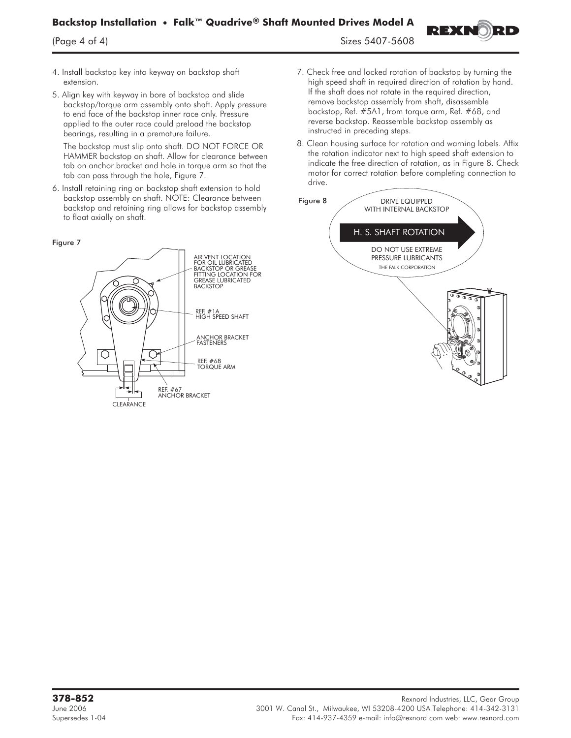4. Install backstop key into keyway on backstop shaft extension.
5. Align key with keyway in bore of backstop and slide backstop/torque arm assembly onto shaft. Apply pressure to end face of the backstop inner race only. Pressure applied to the outer race could preload the backstop bearings, resulting in a premature failure.

   The backstop must slip onto shaft. DO NOT FORCE OR HAMMER backstop on shaft. Allow for clearance between tab on anchor bracket and hole in torque arm so that the tab can pass through the hole, Figure 7.
6. Install retaining ring on backstop shaft extension to hold backstop assembly on shaft. NOTE: Clearance between backstop and retaining ring allows for backstop assembly to float axially on shaft.

Figure 7

AIR VENT LOCATION FOR OIL LUBRICATED BACKSTOP OR GREASE FITTING LOCATION FOR GREASE LUBRICATED BACKSTOP

REF. #1A HIGH SPEED SHAFT

ANCHOR BRACKET FASTENERS

REF. #68 TORQUE ARM

REF. #67 ANCHOR BRACKET

CLEARANCE

7. Check free and locked rotation of backstop by turning the high speed shaft in required direction of rotation by hand. If the shaft does not rotate in the required direction, remove backstop assembly from shaft, disassemble backstop, Ref. #5A1, from torque arm, Ref. #68, and reverse backstop. Reassemble backstop assembly as instructed in preceding steps.
8. Clean housing surface for rotation and warning labels. Affix the rotation indicator next to high speed shaft extension to indicate the free direction of rotation, as in Figure 8. Check motor for correct rotation before completing connection to drive.

Figure 8

DRIVE EQUIPPED WITH INTERNAL BACKSTOP

H. S. SHAFT ROTATION

DO NOT USE EXTREME PRESSURE LUBRICANTS

THE FALK CORPORATION

**378-852**
June 2006
Supersedes 1-04

Rexnord Industries, LLC, Gear Group
3001 W. Canal St., Milwaukee, WI 53208-4200 USA Telephone: 414-342-3131
Fax: 414-937-4359 e-mail: info@rexnord.com web: www.rexnord.com